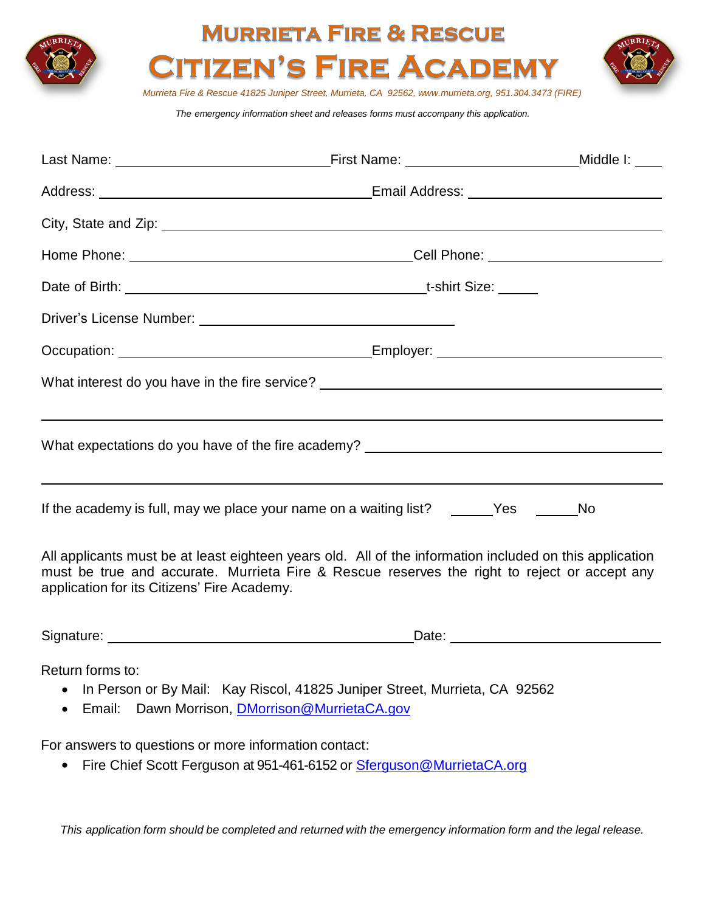# Murrieta Fire & Rescue

# Citizen's Fire Academy

*Murrieta Fire & Rescue 41825 Juniper Street, Murrieta, CA 92562, www.murrieta.org, 951.304.3473 (FIRE)*

*The emergency information sheet and releases forms must accompany this application.*

Last Name: ______________________ First Name: ____________________ Middle I: ____

Address: ______________________________ Email Address: ______________________

City, State and Zip: ________________________________________________

Home Phone: ______________________________ Cell Phone: ____________________

Date of Birth: ______________________________ t-shirt Size: _____

Driver's License Number: ____________________________

Occupation: ____________________________ Employer: ______________________

What interest do you have in the fire service? ______________________________________

____________________________________________________________

What expectations do you have of the fire academy? __________________________________

____________________________________________________________

If the academy is full, may we place your name on a waiting list? _____Yes _____No

All applicants must be at least eighteen years old. All of the information included on this application must be true and accurate. Murrieta Fire & Rescue reserves the right to reject or accept any application for its Citizens' Fire Academy.

Signature: ______________________________ Date: ______________________

Return forms to:

- In Person or By Mail: Kay Riscol, 41825 Juniper Street, Murrieta, CA 92562
- Email: Dawn Morrison, DMorrison@MurrietaCA.gov

For answers to questions or more information contact:

- Fire Chief Scott Ferguson at 951-461-6152 or Sferguson@MurrietaCA.org

*This application form should be completed and returned with the emergency information form and the legal release.*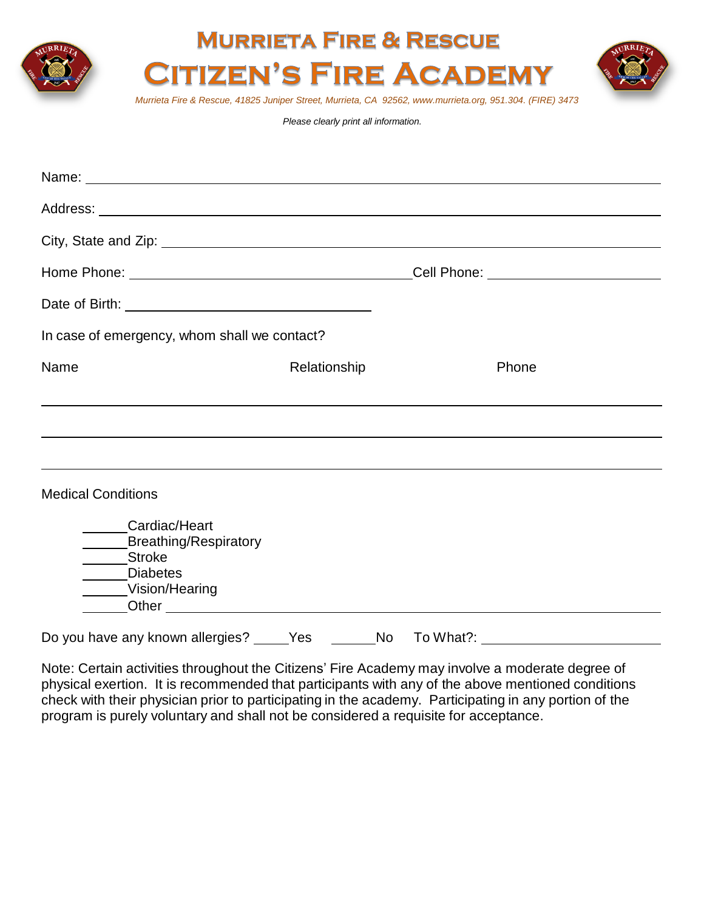# MURRIETA FIRE & RESCUE

# CITIZEN'S FIRE ACADEMY

*Murrieta Fire & Rescue, 41825 Juniper Street, Murrieta, CA 92562, www.murrieta.org, 951.304. (FIRE) 3473*

*Please clearly print all information.*

Name: ______________________________________________

Address: ______________________________________________

City, State and Zip: ______________________________________________

Home Phone: ______________________ Cell Phone: ______________________

Date of Birth: ______________________

In case of emergency, whom shall we contact?

| Name | Relationship | Phone |
|---|---|---|
| | | |
| | | |
| | | |

Medical Conditions

- ______Cardiac/Heart
- ______Breathing/Respiratory
- ______Stroke
- ______Diabetes
- ______Vision/Hearing
- ______Other ______________________________________________

Do you have any known allergies? _____Yes ______No To What?: ______________________

Note: Certain activities throughout the Citizens' Fire Academy may involve a moderate degree of physical exertion. It is recommended that participants with any of the above mentioned conditions check with their physician prior to participating in the academy. Participating in any portion of the program is purely voluntary and shall not be considered a requisite for acceptance.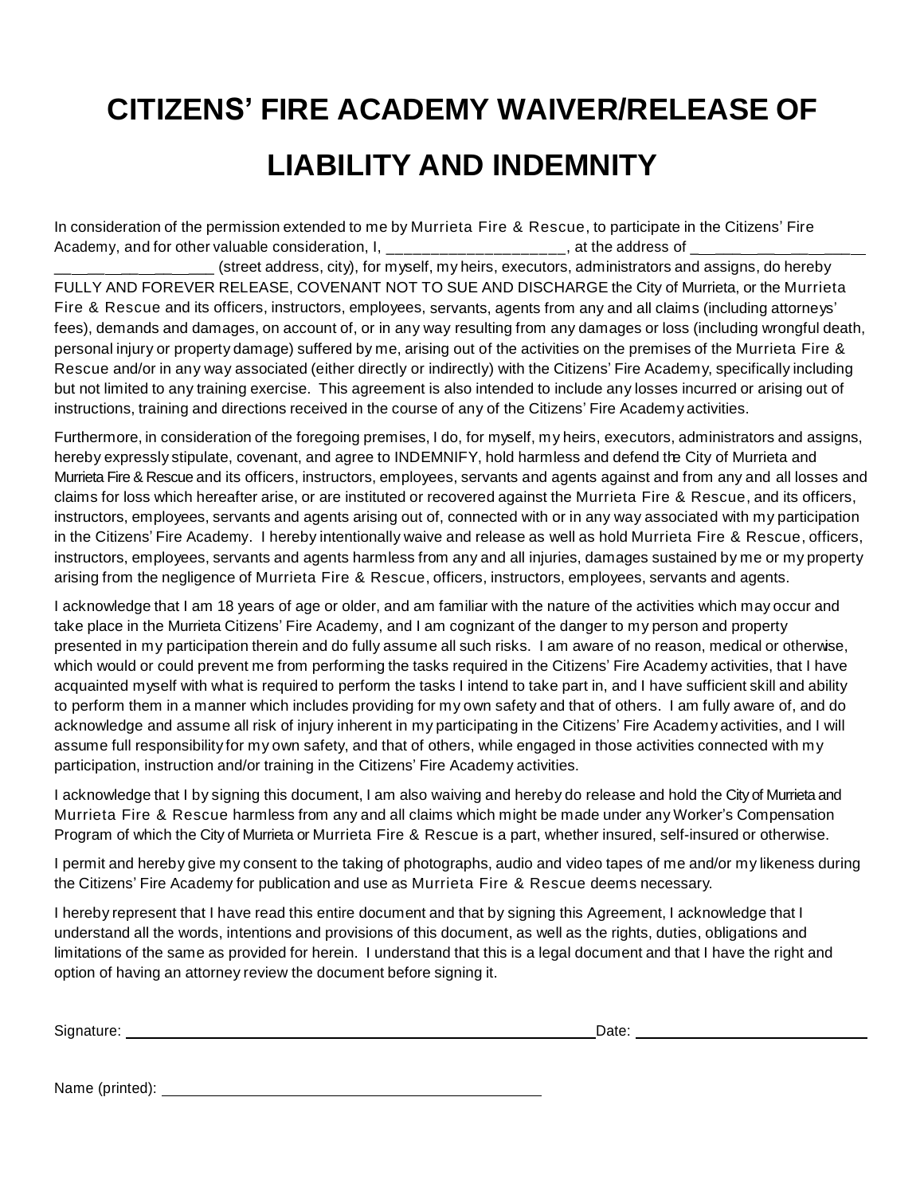# CITIZENS' FIRE ACADEMY WAIVER/RELEASE OF LIABILITY AND INDEMNITY

In consideration of the permission extended to me by Murrieta Fire & Rescue, to participate in the Citizens' Fire Academy, and for other valuable consideration, I, ____________________, at the address of ____________________ ____________________ (street address, city), for myself, my heirs, executors, administrators and assigns, do hereby FULLY AND FOREVER RELEASE, COVENANT NOT TO SUE AND DISCHARGE the City of Murrieta, or the Murrieta Fire & Rescue and its officers, instructors, employees, servants, agents from any and all claims (including attorneys' fees), demands and damages, on account of, or in any way resulting from any damages or loss (including wrongful death, personal injury or property damage) suffered by me, arising out of the activities on the premises of the Murrieta Fire & Rescue and/or in any way associated (either directly or indirectly) with the Citizens' Fire Academy, specifically including but not limited to any training exercise. This agreement is also intended to include any losses incurred or arising out of instructions, training and directions received in the course of any of the Citizens' Fire Academy activities.

Furthermore, in consideration of the foregoing premises, I do, for myself, my heirs, executors, administrators and assigns, hereby expressly stipulate, covenant, and agree to INDEMNIFY, hold harmless and defend the City of Murrieta and Murrieta Fire & Rescue and its officers, instructors, employees, servants and agents against and from any and all losses and claims for loss which hereafter arise, or are instituted or recovered against the Murrieta Fire & Rescue, and its officers, instructors, employees, servants and agents arising out of, connected with or in any way associated with my participation in the Citizens' Fire Academy. I hereby intentionally waive and release as well as hold Murrieta Fire & Rescue, officers, instructors, employees, servants and agents harmless from any and all injuries, damages sustained by me or my property arising from the negligence of Murrieta Fire & Rescue, officers, instructors, employees, servants and agents.

I acknowledge that I am 18 years of age or older, and am familiar with the nature of the activities which may occur and take place in the Murrieta Citizens' Fire Academy, and I am cognizant of the danger to my person and property presented in my participation therein and do fully assume all such risks. I am aware of no reason, medical or otherwise, which would or could prevent me from performing the tasks required in the Citizens' Fire Academy activities, that I have acquainted myself with what is required to perform the tasks I intend to take part in, and I have sufficient skill and ability to perform them in a manner which includes providing for my own safety and that of others. I am fully aware of, and do acknowledge and assume all risk of injury inherent in my participating in the Citizens' Fire Academy activities, and I will assume full responsibility for my own safety, and that of others, while engaged in those activities connected with my participation, instruction and/or training in the Citizens' Fire Academy activities.

I acknowledge that I by signing this document, I am also waiving and hereby do release and hold the City of Murrieta and Murrieta Fire & Rescue harmless from any and all claims which might be made under any Worker's Compensation Program of which the City of Murrieta or Murrieta Fire & Rescue is a part, whether insured, self-insured or otherwise.

I permit and hereby give my consent to the taking of photographs, audio and video tapes of me and/or my likeness during the Citizens' Fire Academy for publication and use as Murrieta Fire & Rescue deems necessary.

I hereby represent that I have read this entire document and that by signing this Agreement, I acknowledge that I understand all the words, intentions and provisions of this document, as well as the rights, duties, obligations and limitations of the same as provided for herein. I understand that this is a legal document and that I have the right and option of having an attorney review the document before signing it.

Signature: ______________________________ Date: ____________________

Name (printed): ______________________________